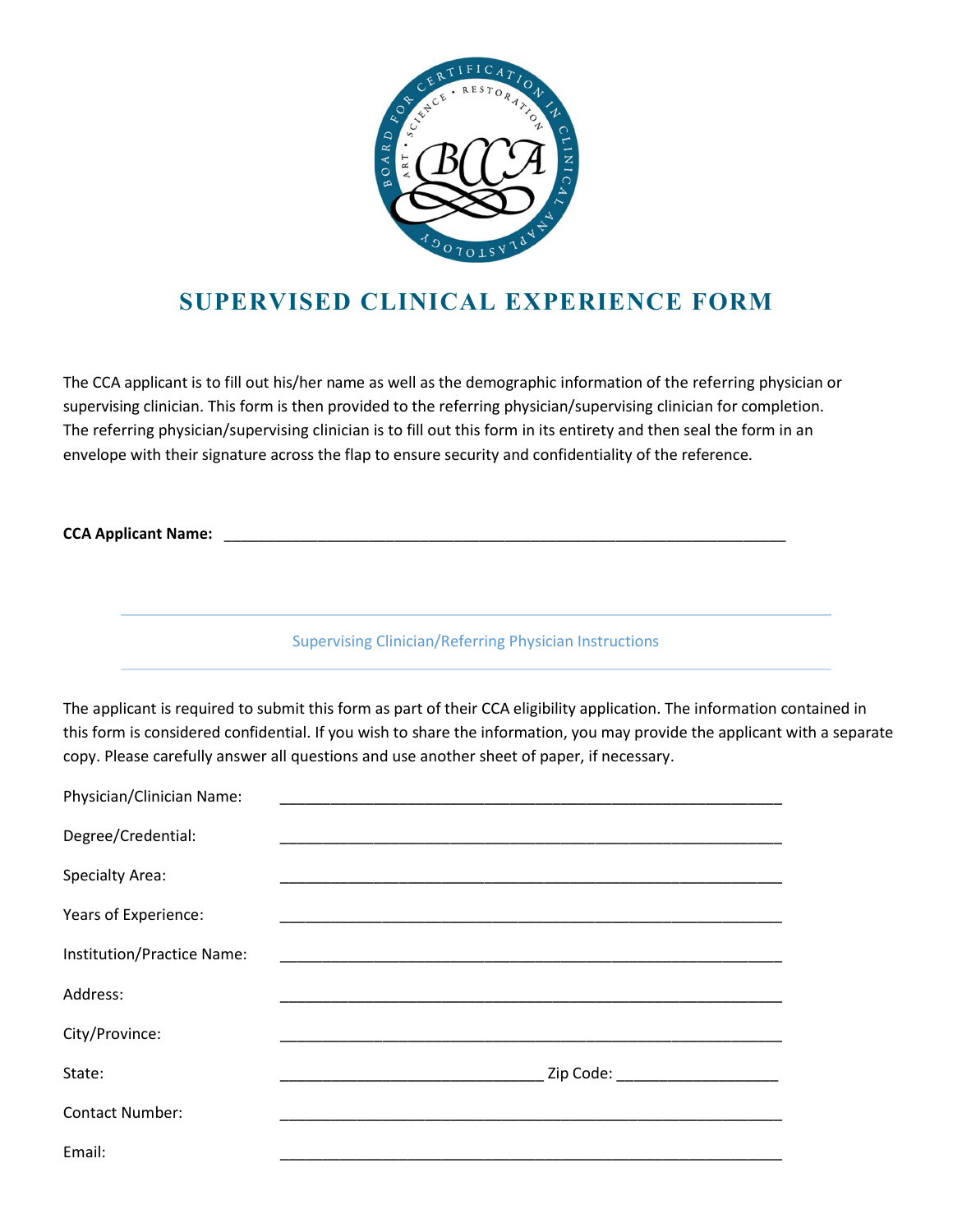# SUPERVISED CLINICAL EXPERIENCE FORM

The CCA applicant is to fill out his/her name as well as the demographic information of the referring physician or supervising clinician. This form is then provided to the referring physician/supervising clinician for completion. The referring physician/supervising clinician is to fill out this form in its entirety and then seal the form in an envelope with their signature across the flap to ensure security and confidentiality of the reference.

**CCA Applicant Name:** ______________________________________________________________________

## Supervising Clinician/Referring Physician Instructions

The applicant is required to submit this form as part of their CCA eligibility application. The information contained in this form is considered confidential. If you wish to share the information, you may provide the applicant with a separate copy. Please carefully answer all questions and use another sheet of paper, if necessary.

Physician/Clinician Name: ____________________________________________________________

Degree/Credential: ____________________________________________________________

Specialty Area: ____________________________________________________________

Years of Experience: ____________________________________________________________

Institution/Practice Name: ____________________________________________________________

Address: ____________________________________________________________

City/Province: ____________________________________________________________

State: ________________________________ Zip Code: ____________________

Contact Number: ____________________________________________________________

Email: ____________________________________________________________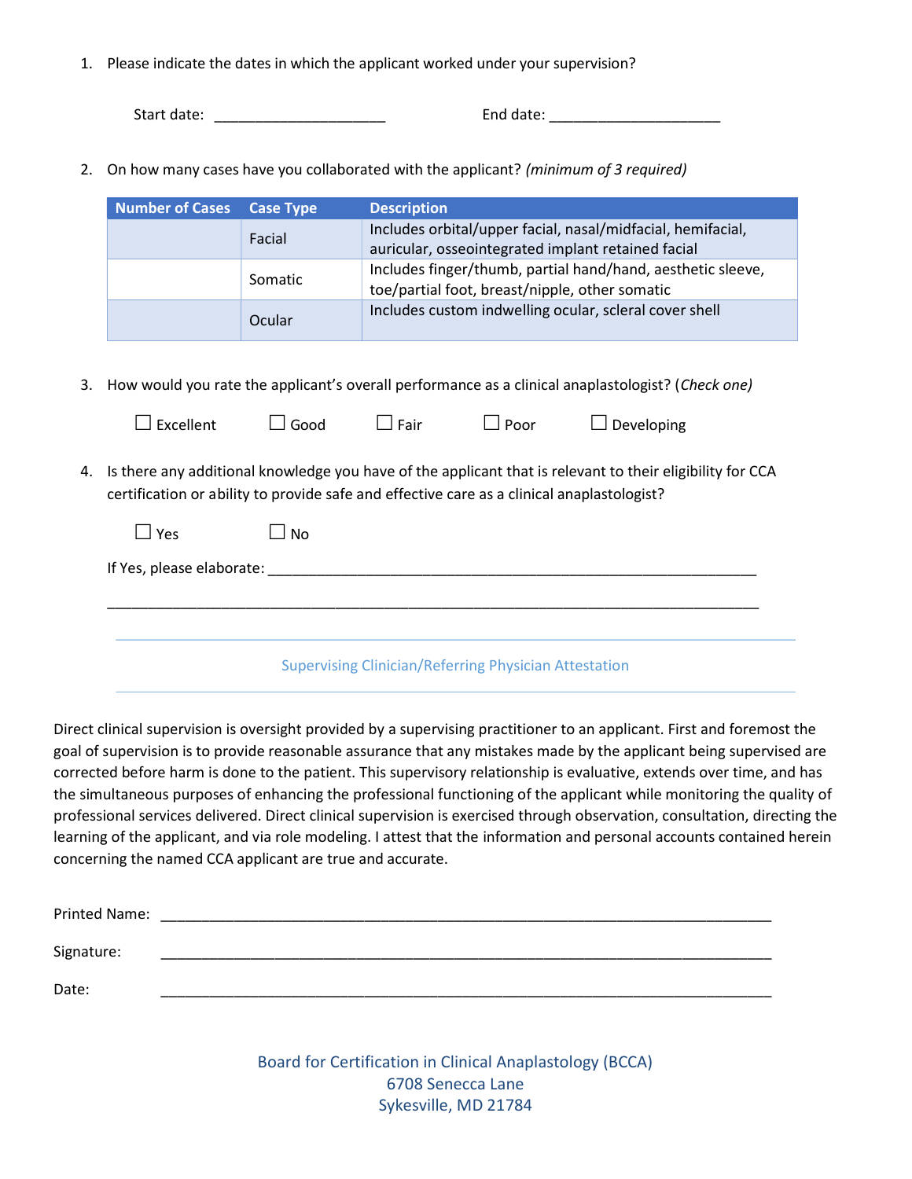1. Please indicate the dates in which the applicant worked under your supervision?

   Start date: _____________________ End date: _____________________

2. On how many cases have you collaborated with the applicant? *(minimum of 3 required)*

| Number of Cases | Case Type | Description |
|---|---|---|
| | Facial | Includes orbital/upper facial, nasal/midfacial, hemifacial, auricular, osseointegrated implant retained facial |
| | Somatic | Includes finger/thumb, partial hand/hand, aesthetic sleeve, toe/partial foot, breast/nipple, other somatic |
| | Ocular | Includes custom indwelling ocular, scleral cover shell |

3. How would you rate the applicant's overall performance as a clinical anaplastologist? (*Check one)*

   ☐ Excellent ☐ Good ☐ Fair ☐ Poor ☐ Developing

4. Is there any additional knowledge you have of the applicant that is relevant to their eligibility for CCA certification or ability to provide safe and effective care as a clinical anaplastologist?

   ☐ Yes ☐ No

   If Yes, please elaborate: ______________________________________________________________

   ________________________________________________________________________________

## Supervising Clinician/Referring Physician Attestation

Direct clinical supervision is oversight provided by a supervising practitioner to an applicant. First and foremost the goal of supervision is to provide reasonable assurance that any mistakes made by the applicant being supervised are corrected before harm is done to the patient. This supervisory relationship is evaluative, extends over time, and has the simultaneous purposes of enhancing the professional functioning of the applicant while monitoring the quality of professional services delivered. Direct clinical supervision is exercised through observation, consultation, directing the learning of the applicant, and via role modeling. I attest that the information and personal accounts contained herein concerning the named CCA applicant are true and accurate.

Printed Name: ________________________________________________________________________

Signature: ________________________________________________________________________

Date: ________________________________________________________________________

Board for Certification in Clinical Anaplastology (BCCA)
6708 Senecca Lane
Sykesville, MD 21784